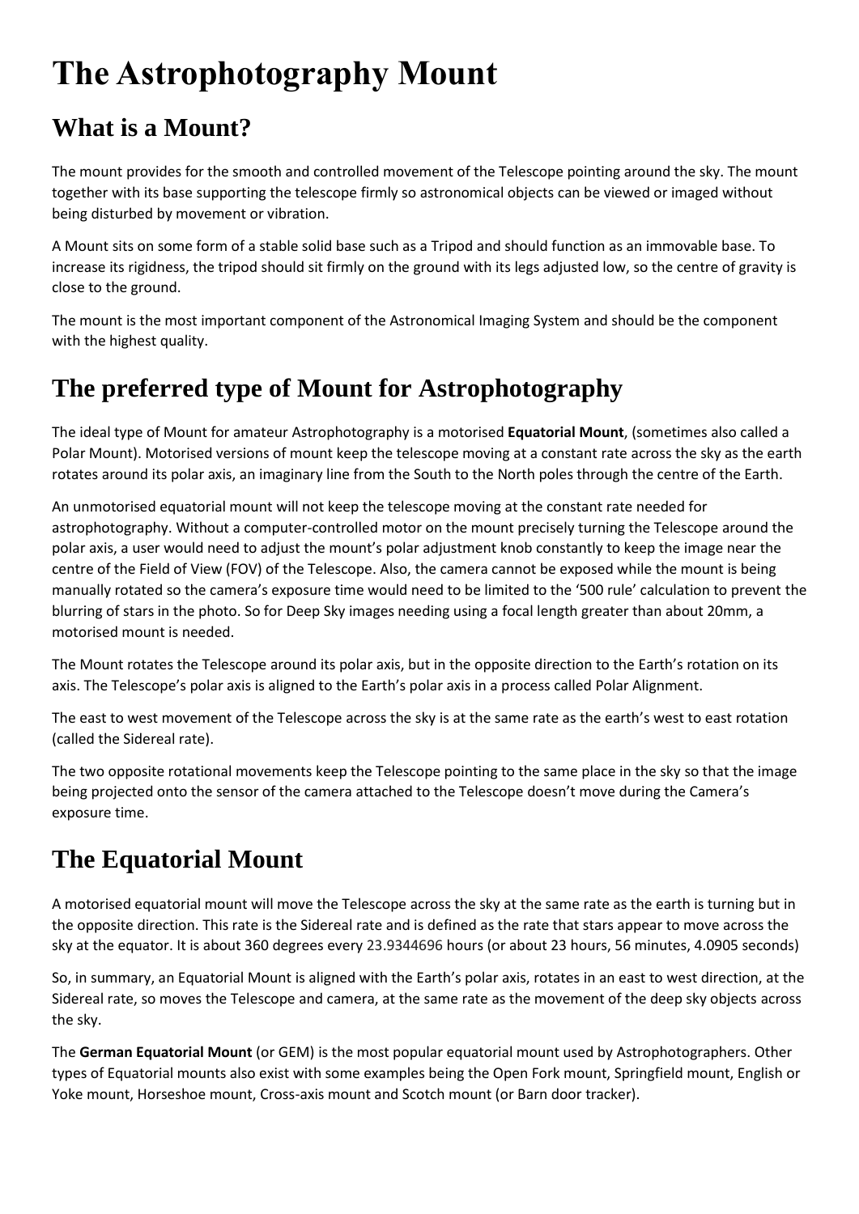# The Astrophotography Mount

## What is a Mount?

The mount provides for the smooth and controlled movement of the Telescope pointing around the sky. The mount together with its base supporting the telescope firmly so astronomical objects can be viewed or imaged without being disturbed by movement or vibration.

A Mount sits on some form of a stable solid base such as a Tripod and should function as an immovable base. To increase its rigidness, the tripod should sit firmly on the ground with its legs adjusted low, so the centre of gravity is close to the ground.

The mount is the most important component of the Astronomical Imaging System and should be the component with the highest quality.

## The preferred type of Mount for Astrophotography

The ideal type of Mount for amateur Astrophotography is a motorised **Equatorial Mount**, (sometimes also called a Polar Mount). Motorised versions of mount keep the telescope moving at a constant rate across the sky as the earth rotates around its polar axis, an imaginary line from the South to the North poles through the centre of the Earth.

An unmotorised equatorial mount will not keep the telescope moving at the constant rate needed for astrophotography. Without a computer-controlled motor on the mount precisely turning the Telescope around the polar axis, a user would need to adjust the mount's polar adjustment knob constantly to keep the image near the centre of the Field of View (FOV) of the Telescope. Also, the camera cannot be exposed while the mount is being manually rotated so the camera's exposure time would need to be limited to the '500 rule' calculation to prevent the blurring of stars in the photo. So for Deep Sky images needing using a focal length greater than about 20mm, a motorised mount is needed.

The Mount rotates the Telescope around its polar axis, but in the opposite direction to the Earth's rotation on its axis. The Telescope's polar axis is aligned to the Earth's polar axis in a process called Polar Alignment.

The east to west movement of the Telescope across the sky is at the same rate as the earth's west to east rotation (called the Sidereal rate).

The two opposite rotational movements keep the Telescope pointing to the same place in the sky so that the image being projected onto the sensor of the camera attached to the Telescope doesn't move during the Camera's exposure time.

## The Equatorial Mount

A motorised equatorial mount will move the Telescope across the sky at the same rate as the earth is turning but in the opposite direction. This rate is the Sidereal rate and is defined as the rate that stars appear to move across the sky at the equator. It is about 360 degrees every 23.9344696 hours (or about 23 hours, 56 minutes, 4.0905 seconds)

So, in summary, an Equatorial Mount is aligned with the Earth's polar axis, rotates in an east to west direction, at the Sidereal rate, so moves the Telescope and camera, at the same rate as the movement of the deep sky objects across the sky.

The **German Equatorial Mount** (or GEM) is the most popular equatorial mount used by Astrophotographers. Other types of Equatorial mounts also exist with some examples being the Open Fork mount, Springfield mount, English or Yoke mount, Horseshoe mount, Cross-axis mount and Scotch mount (or Barn door tracker).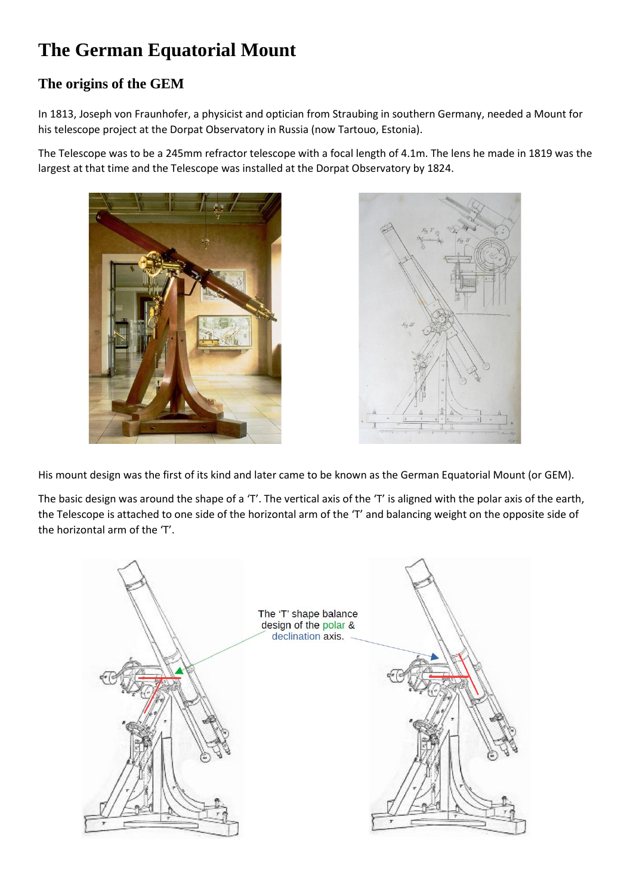# The German Equatorial Mount

## The origins of the GEM

In 1813, Joseph von Fraunhofer, a physicist and optician from Straubing in southern Germany, needed a Mount for his telescope project at the Dorpat Observatory in Russia (now Tartouo, Estonia).

The Telescope was to be a 245mm refractor telescope with a focal length of 4.1m. The lens he made in 1819 was the largest at that time and the Telescope was installed at the Dorpat Observatory by 1824.

His mount design was the first of its kind and later came to be known as the German Equatorial Mount (or GEM).

The basic design was around the shape of a 'T'. The vertical axis of the 'T' is aligned with the polar axis of the earth, the Telescope is attached to one side of the horizontal arm of the 'T' and balancing weight on the opposite side of the horizontal arm of the 'T'.

The 'T' shape balance design of the polar & declination axis.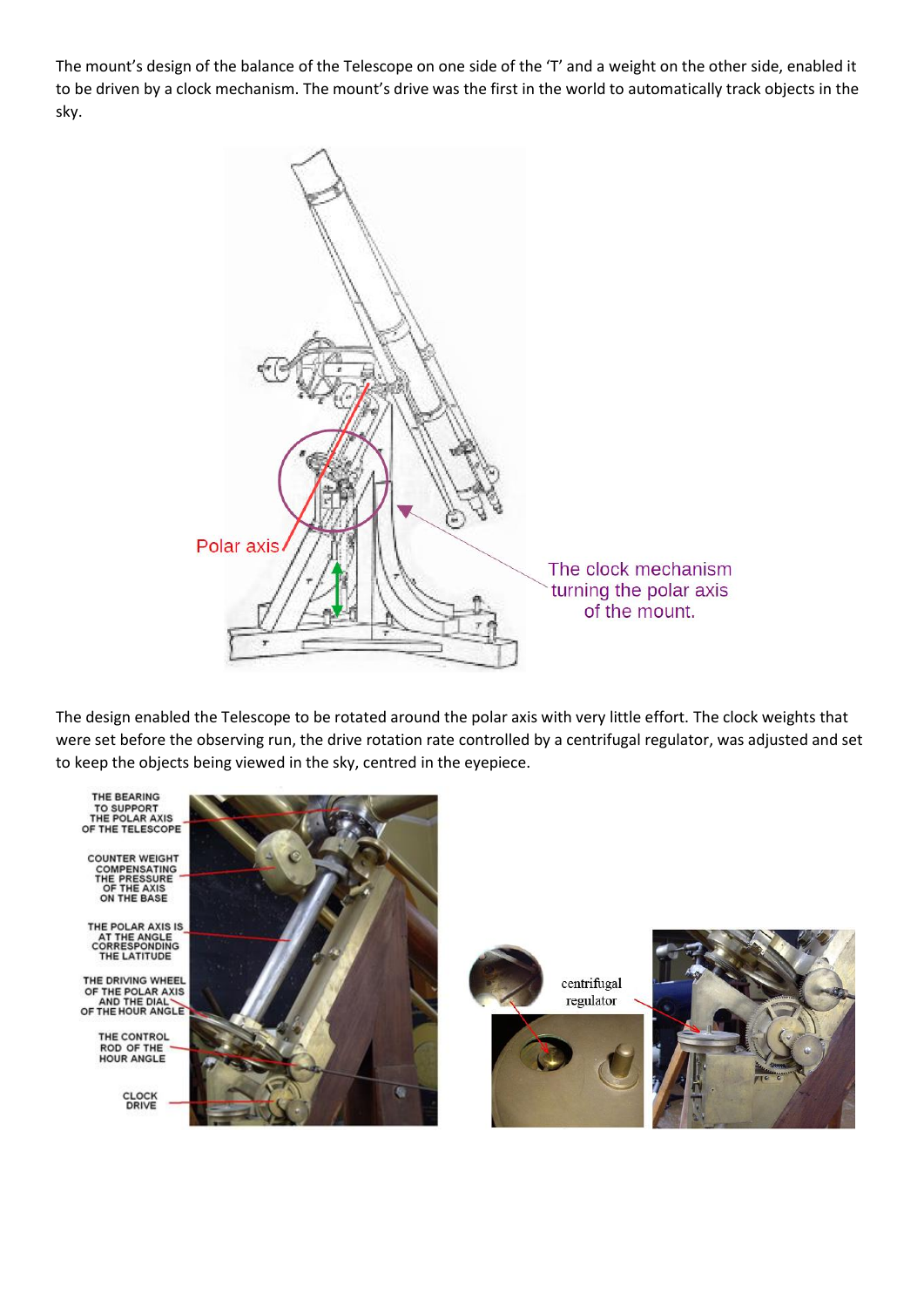The mount's design of the balance of the Telescope on one side of the 'T' and a weight on the other side, enabled it to be driven by a clock mechanism. The mount's drive was the first in the world to automatically track objects in the sky.

Polar axis

The clock mechanism turning the polar axis of the mount.

The design enabled the Telescope to be rotated around the polar axis with very little effort. The clock weights that were set before the observing run, the drive rotation rate controlled by a centrifugal regulator, was adjusted and set to keep the objects being viewed in the sky, centred in the eyepiece.

THE BEARING TO SUPPORT THE POLAR AXIS OF THE TELESCOPE

COUNTER WEIGHT COMPENSATING THE PRESSURE OF THE AXIS ON THE BASE

THE POLAR AXIS IS AT THE ANGLE CORRESPONDING THE LATITUDE

THE DRIVING WHEEL OF THE POLAR AXIS AND THE DIAL OF THE HOUR ANGLE

THE CONTROL ROD OF THE HOUR ANGLE

CLOCK DRIVE

centrifugal regulator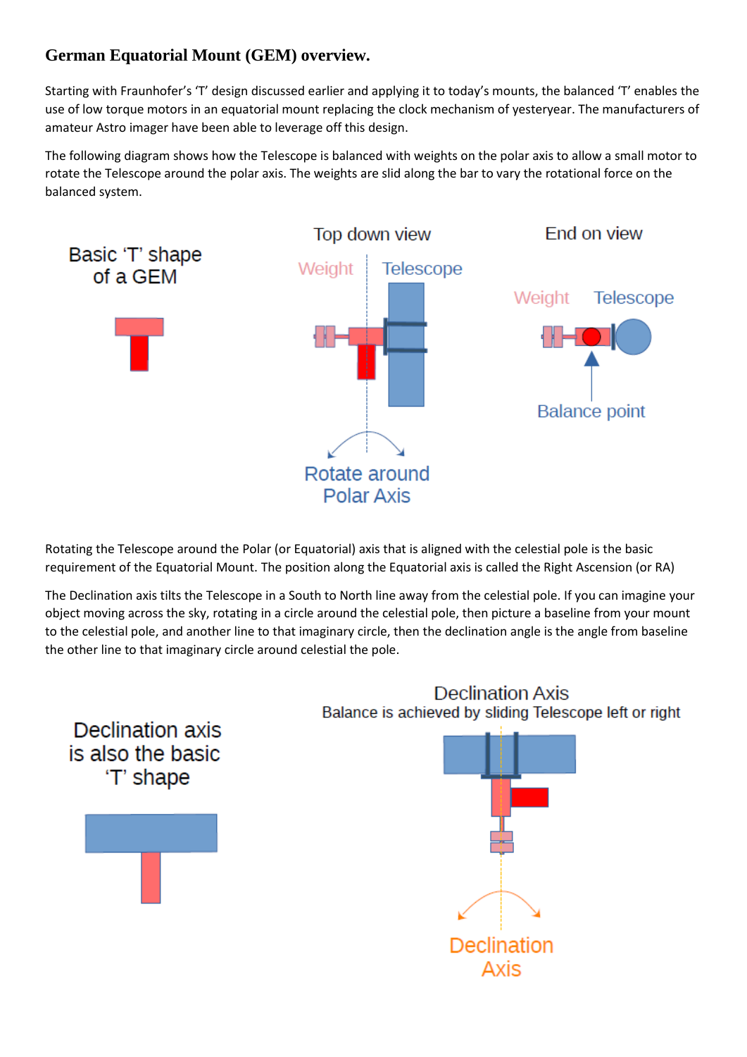## German Equatorial Mount (GEM) overview.

Starting with Fraunhofer's 'T' design discussed earlier and applying it to today's mounts, the balanced 'T' enables the use of low torque motors in an equatorial mount replacing the clock mechanism of yesteryear. The manufacturers of amateur Astro imager have been able to leverage off this design.

The following diagram shows how the Telescope is balanced with weights on the polar axis to allow a small motor to rotate the Telescope around the polar axis. The weights are slid along the bar to vary the rotational force on the balanced system.

Basic 'T' shape of a GEM

Top down view

Weight | Telescope

Rotate around Polar Axis

End on view

Weight Telescope

Balance point

Rotating the Telescope around the Polar (or Equatorial) axis that is aligned with the celestial pole is the basic requirement of the Equatorial Mount. The position along the Equatorial axis is called the Right Ascension (or RA)

The Declination axis tilts the Telescope in a South to North line away from the celestial pole. If you can imagine your object moving across the sky, rotating in a circle around the celestial pole, then picture a baseline from your mount to the celestial pole, and another line to that imaginary circle, then the declination angle is the angle from baseline the other line to that imaginary circle around celestial the pole.

Declination axis is also the basic 'T' shape

Declination Axis
Balance is achieved by sliding Telescope left or right

Declination Axis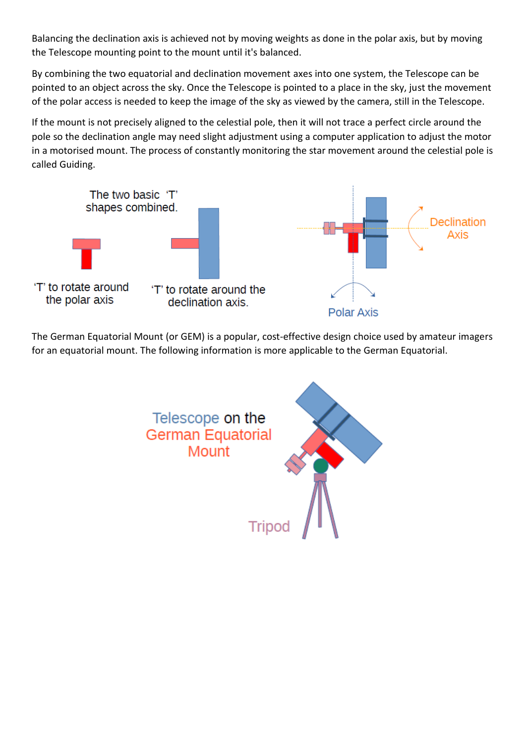Balancing the declination axis is achieved not by moving weights as done in the polar axis, but by moving the Telescope mounting point to the mount until it's balanced.

By combining the two equatorial and declination movement axes into one system, the Telescope can be pointed to an object across the sky. Once the Telescope is pointed to a place in the sky, just the movement of the polar access is needed to keep the image of the sky as viewed by the camera, still in the Telescope.

If the mount is not precisely aligned to the celestial pole, then it will not trace a perfect circle around the pole so the declination angle may need slight adjustment using a computer application to adjust the motor in a motorised mount. The process of constantly monitoring the star movement around the celestial pole is called Guiding.

The two basic 'T' shapes combined.

'T' to rotate around the polar axis

'T' to rotate around the declination axis.

Declination Axis

Polar Axis

The German Equatorial Mount (or GEM) is a popular, cost-effective design choice used by amateur imagers for an equatorial mount. The following information is more applicable to the German Equatorial.

Telescope on the German Equatorial Mount

Tripod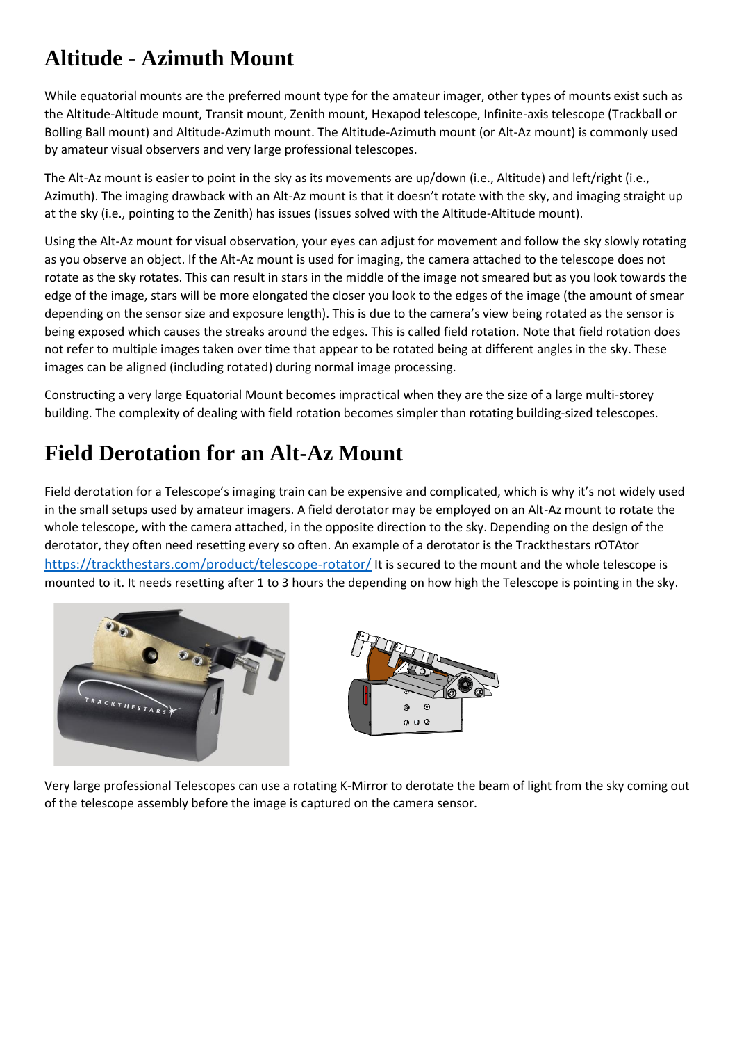# Altitude - Azimuth Mount

While equatorial mounts are the preferred mount type for the amateur imager, other types of mounts exist such as the Altitude-Altitude mount, Transit mount, Zenith mount, Hexapod telescope, Infinite-axis telescope (Trackball or Bolling Ball mount) and Altitude-Azimuth mount. The Altitude-Azimuth mount (or Alt-Az mount) is commonly used by amateur visual observers and very large professional telescopes.

The Alt-Az mount is easier to point in the sky as its movements are up/down (i.e., Altitude) and left/right (i.e., Azimuth). The imaging drawback with an Alt-Az mount is that it doesn't rotate with the sky, and imaging straight up at the sky (i.e., pointing to the Zenith) has issues (issues solved with the Altitude-Altitude mount).

Using the Alt-Az mount for visual observation, your eyes can adjust for movement and follow the sky slowly rotating as you observe an object. If the Alt-Az mount is used for imaging, the camera attached to the telescope does not rotate as the sky rotates. This can result in stars in the middle of the image not smeared but as you look towards the edge of the image, stars will be more elongated the closer you look to the edges of the image (the amount of smear depending on the sensor size and exposure length). This is due to the camera's view being rotated as the sensor is being exposed which causes the streaks around the edges. This is called field rotation. Note that field rotation does not refer to multiple images taken over time that appear to be rotated being at different angles in the sky. These images can be aligned (including rotated) during normal image processing.

Constructing a very large Equatorial Mount becomes impractical when they are the size of a large multi-storey building. The complexity of dealing with field rotation becomes simpler than rotating building-sized telescopes.

# Field Derotation for an Alt-Az Mount

Field derotation for a Telescope's imaging train can be expensive and complicated, which is why it's not widely used in the small setups used by amateur imagers. A field derotator may be employed on an Alt-Az mount to rotate the whole telescope, with the camera attached, in the opposite direction to the sky. Depending on the design of the derotator, they often need resetting every so often. An example of a derotator is the Trackthestars rOTAtor https://trackthestars.com/product/telescope-rotator/ It is secured to the mount and the whole telescope is mounted to it. It needs resetting after 1 to 3 hours the depending on how high the Telescope is pointing in the sky.

Very large professional Telescopes can use a rotating K-Mirror to derotate the beam of light from the sky coming out of the telescope assembly before the image is captured on the camera sensor.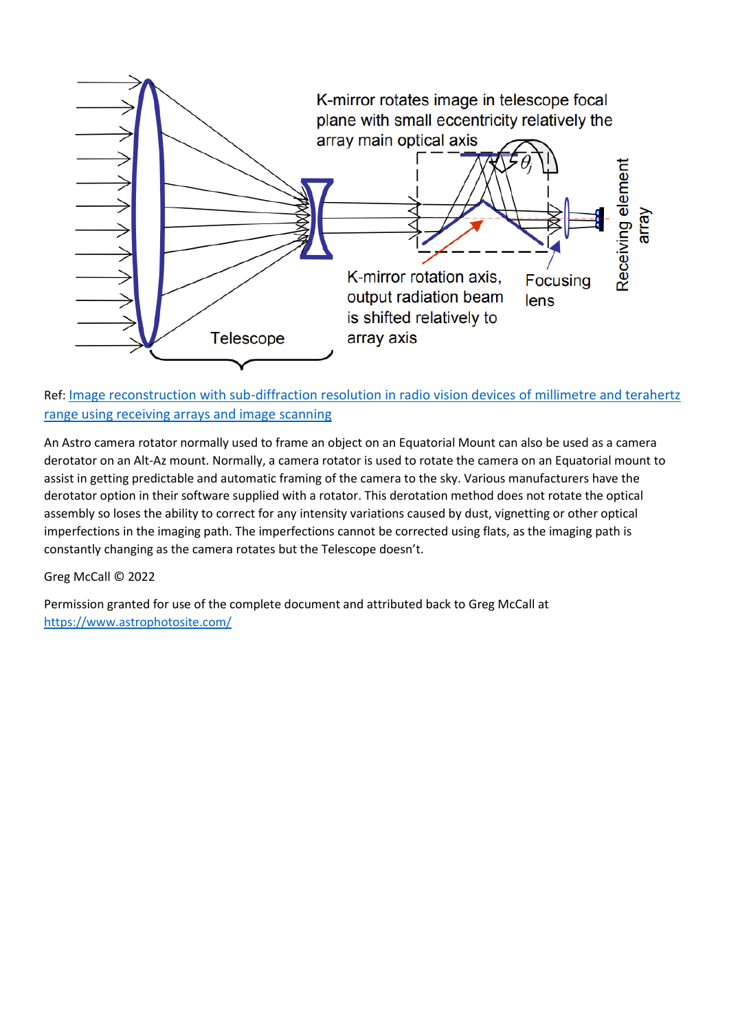K-mirror rotates image in telescope focal plane with small eccentricity relatively the array main optical axis

$\theta_j$

Receiving element array

K-mirror rotation axis, output radiation beam is shifted relatively to array axis

Focusing lens

Telescope

Ref: [Image reconstruction with sub-diffraction resolution in radio vision devices of millimetre and terahertz range using receiving arrays and image scanning]()

An Astro camera rotator normally used to frame an object on an Equatorial Mount can also be used as a camera derotator on an Alt-Az mount. Normally, a camera rotator is used to rotate the camera on an Equatorial mount to assist in getting predictable and automatic framing of the camera to the sky. Various manufacturers have the derotator option in their software supplied with a rotator. This derotation method does not rotate the optical assembly so loses the ability to correct for any intensity variations caused by dust, vignetting or other optical imperfections in the imaging path. The imperfections cannot be corrected using flats, as the imaging path is constantly changing as the camera rotates but the Telescope doesn't.

Greg McCall © 2022

Permission granted for use of the complete document and attributed back to Greg McCall at https://www.astrophotosite.com/